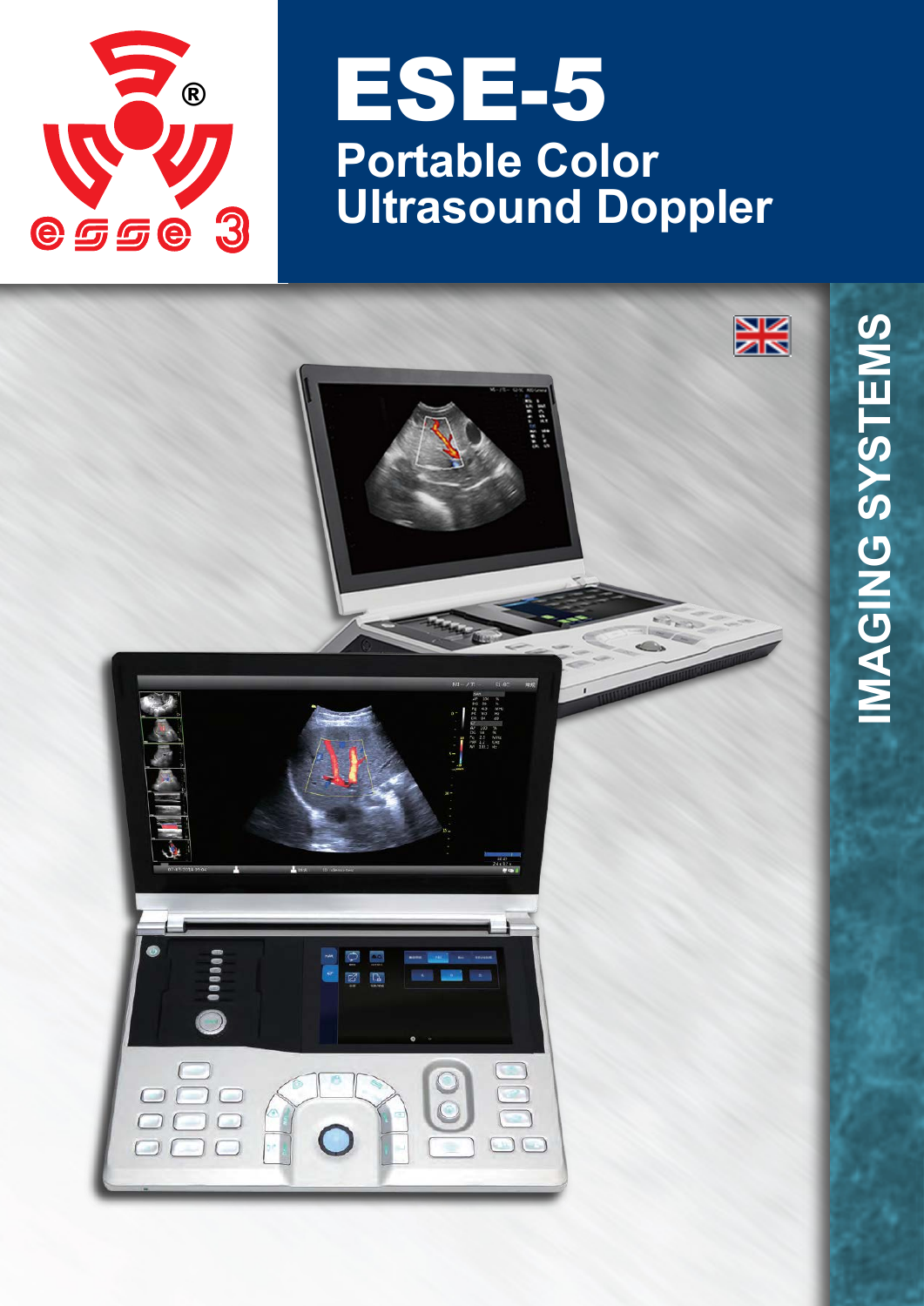# ESE-5

## Portable Color Ultrasound Doppler

IMAGING SYSTEMS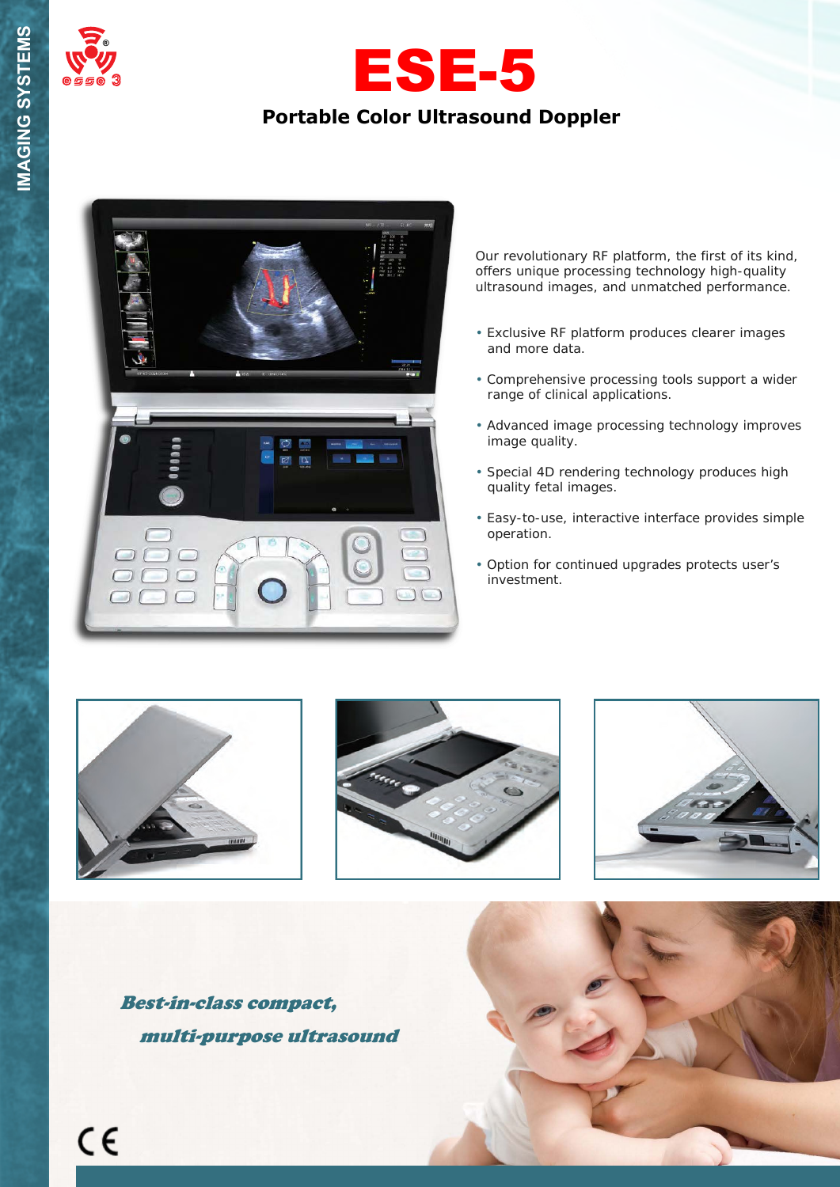IMAGING SYSTEMS

# ESE-5

## Portable Color Ultrasound Doppler

Our revolutionary RF platform, the first of its kind, offers unique processing technology high-quality ultrasound images, and unmatched performance.

- Exclusive RF platform produces clearer images and more data.
- Comprehensive processing tools support a wider range of clinical applications.
- Advanced image processing technology improves image quality.
- Special 4D rendering technology produces high quality fetal images.
- Easy-to-use, interactive interface provides simple operation.
- Option for continued upgrades protects user's investment.

***Best-in-class compact, multi-purpose ultrasound***

CE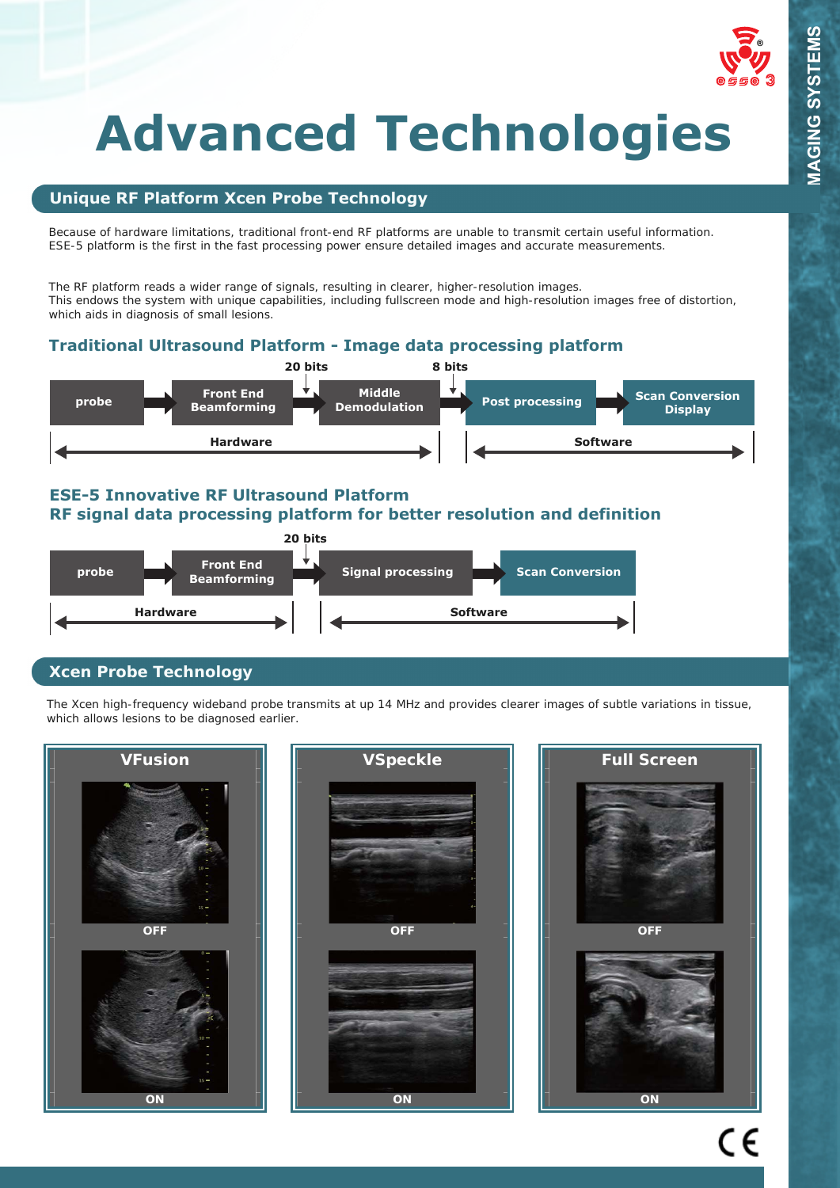# Advanced Technologies

## Unique RF Platform Xcen Probe Technology

Because of hardware limitations, traditional front-end RF platforms are unable to transmit certain useful information. ESE-5 platform is the first in the fast processing power ensure detailed images and accurate measurements.

The RF platform reads a wider range of signals, resulting in clearer, higher-resolution images.
This endows the system with unique capabilities, including fullscreen mode and high-resolution images free of distortion, which aids in diagnosis of small lesions.

### Traditional Ultrasound Platform - Image data processing platform

probe → Front End Beamforming → (20 bits) → Middle Demodulation → (8 bits) → Post processing → Scan Conversion Display

Hardware: probe, Front End Beamforming, Middle Demodulation
Software: Post processing, Scan Conversion Display

### ESE-5 Innovative RF Ultrasound Platform
### RF signal data processing platform for better resolution and definition

probe → Front End Beamforming → (20 bits) → Signal processing → Scan Conversion

Hardware: probe, Front End Beamforming
Software: Signal processing, Scan Conversion

## Xcen Probe Technology

The Xcen high-frequency wideband probe transmits at up 14 MHz and provides clearer images of subtle variations in tissue, which allows lesions to be diagnosed earlier.

**VFusion**

OFF

ON

**VSpeckle**

OFF

ON

**Full Screen**

OFF

ON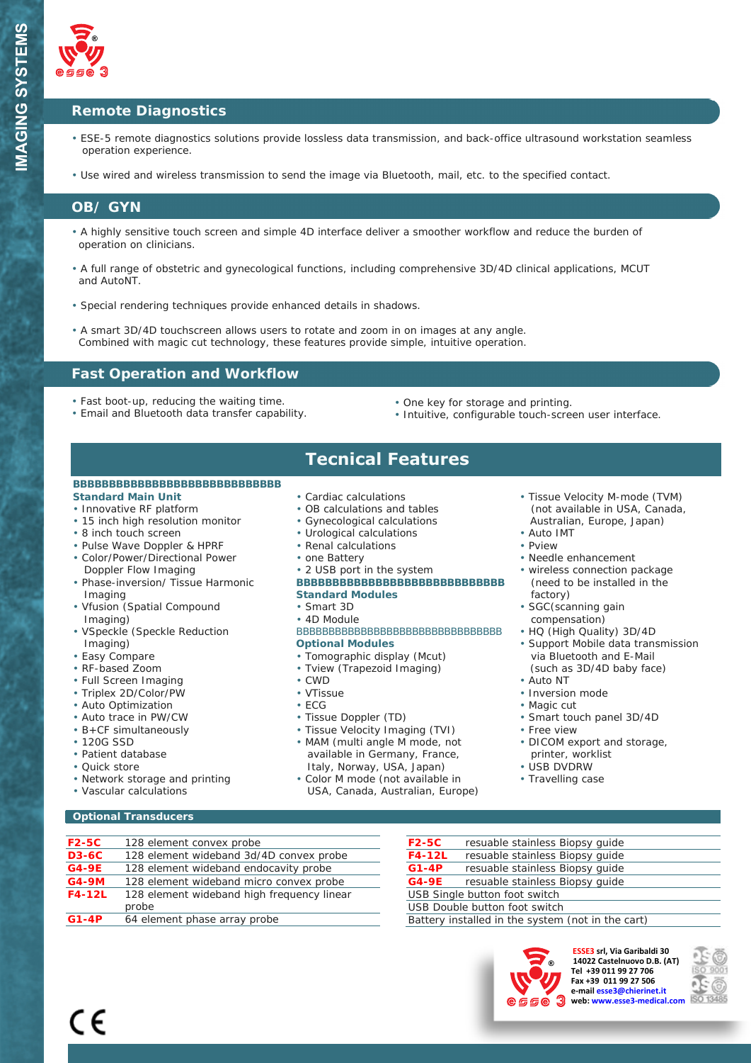## Remote Diagnostics

- ESE-5 remote diagnostics solutions provide lossless data transmission, and back-office ultrasound workstation seamless operation experience.
- Use wired and wireless transmission to send the image via Bluetooth, mail, etc. to the specified contact.

## OB/ GYN

- A highly sensitive touch screen and simple 4D interface deliver a smoother workflow and reduce the burden of operation on clinicians.
- A full range of obstetric and gynecological functions, including comprehensive 3D/4D clinical applications, MCUT and AutoNT.
- Special rendering techniques provide enhanced details in shadows.
- A smart 3D/4D touchscreen allows users to rotate and zoom in on images at any angle. Combined with magic cut technology, these features provide simple, intuitive operation.

## Fast Operation and Workflow

- Fast boot-up, reducing the waiting time.
- Email and Bluetooth data transfer capability.
- One key for storage and printing.
- Intuitive, configurable touch-screen user interface.

## Tecnical Features

BBBBBBBBBBBBBBBBBBBBBBBBBBBBB

**Standard Main Unit**
- Innovative RF platform
- 15 inch high resolution monitor
- 8 inch touch screen
- Pulse Wave Doppler & HPRF
- Color/Power/Directional Power Doppler Flow Imaging
- Phase-inversion/ Tissue Harmonic Imaging
- Vfusion (Spatial Compound Imaging)
- VSpeckle (Speckle Reduction Imaging)
- Easy Compare
- RF-based Zoom
- Full Screen Imaging
- Triplex 2D/Color/PW
- Auto Optimization
- Auto trace in PW/CW
- B+CF simultaneously
- 120G SSD
- Patient database
- Quick store
- Network storage and printing
- Vascular calculations
- Cardiac calculations
- OB calculations and tables
- Gynecological calculations
- Urological calculations
- Renal calculations
- one Battery
- 2 USB port in the system

BBBBBBBBBBBBBBBBBBBBBBBBBBBBBB

**Standard Modules**
- Smart 3D
- 4D Module

BBBBBBBBBBBBBBBBBBBBBBBBBBBBBBBBBB

**Optional Modules**
- Tomographic display (Mcut)
- Tview (Trapezoid Imaging)
- CWD
- VTissue
- ECG
- Tissue Doppler (TD)
- Tissue Velocity Imaging (TVI)
- MAM (multi angle M mode, not available in Germany, France, Italy, Norway, USA, Japan)
- Color M mode (not available in USA, Canada, Australian, Europe)
- Tissue Velocity M-mode (TVM) (not available in USA, Canada, Australian, Europe, Japan)
- Auto IMT
- Pview
- Needle enhancement
- wireless connection package (need to be installed in the factory)
- SGC(scanning gain compensation)
- HQ (High Quality) 3D/4D
- Support Mobile data transmission via Bluetooth and E-Mail (such as 3D/4D baby face)
- Auto NT
- Inversion mode
- Magic cut
- Smart touch panel 3D/4D
- Free view
- DICOM export and storage, printer, worklist
- USB DVDRW
- Travelling case

### Optional Transducers

| | |
|---|---|
| **F2-5C** | 128 element convex probe |
| **D3-6C** | 128 element wideband 3d/4D convex probe |
| **G4-9E** | 128 element wideband endocavity probe |
| **G4-9M** | 128 element wideband micro convex probe |
| **F4-12L** | 128 element wideband high frequency linear probe |
| **G1-4P** | 64 element phase array probe |

| | |
|---|---|
| **F2-5C** | resuable stainless Biopsy guide |
| **F4-12L** | resuable stainless Biopsy guide |
| **G1-4P** | resuable stainless Biopsy guide |
| **G4-9E** | resuable stainless Biopsy guide |
| USB Single button foot switch | |
| USB Double button foot switch | |
| Battery installed in the system (not in the cart) | |

**ESSE3 srl, Via Garibaldi 30**
**14022 Castelnuovo D.B. (AT)**
**Tel +39 011 99 27 706**
**Fax +39 011 99 27 506**
**e-mail esse3@chierinet.it**
**web: www.esse3-medical.com**

ISO 9001
ISO 13485